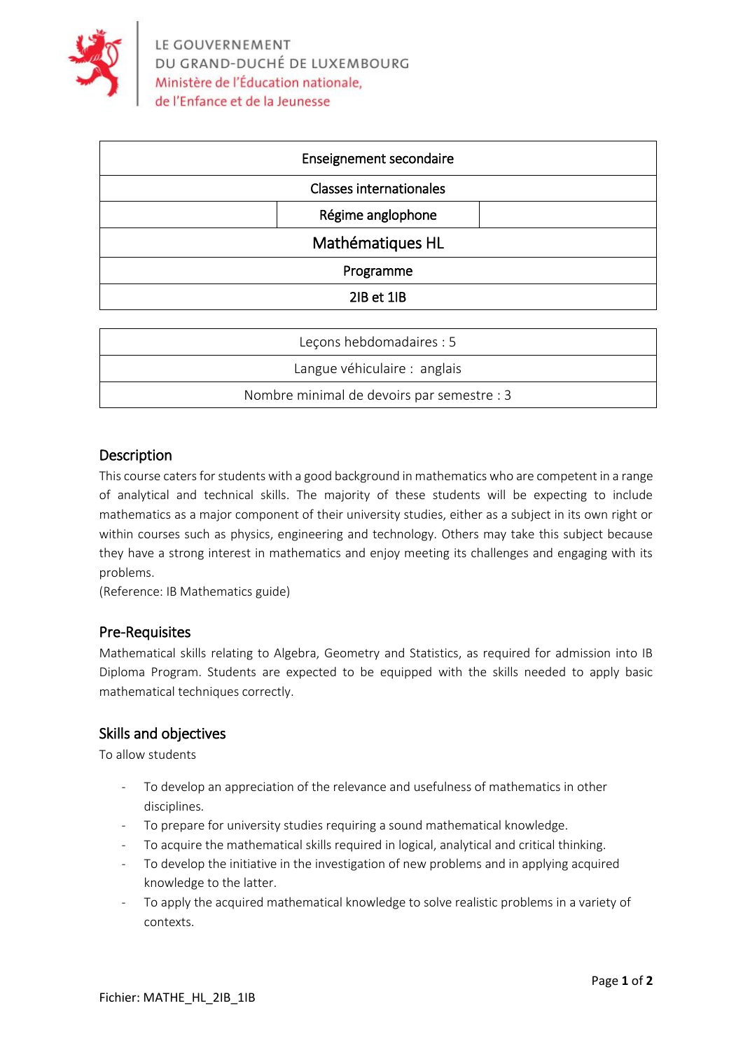LE GOUVERNEMENT
DU GRAND-DUCHÉ DE LUXEMBOURG
Ministère de l'Éducation nationale,
de l'Enfance et de la Jeunesse

| Enseignement secondaire |
| --- |
| Classes internationales |
| Régime anglophone |
| Mathématiques HL |
| Programme |
| 2IB et 1IB |

| Leçons hebdomadaires : 5 |
| --- |
| Langue véhiculaire : anglais |
| Nombre minimal de devoirs par semestre : 3 |

## Description

This course caters for students with a good background in mathematics who are competent in a range of analytical and technical skills. The majority of these students will be expecting to include mathematics as a major component of their university studies, either as a subject in its own right or within courses such as physics, engineering and technology. Others may take this subject because they have a strong interest in mathematics and enjoy meeting its challenges and engaging with its problems.
(Reference: IB Mathematics guide)

## Pre-Requisites

Mathematical skills relating to Algebra, Geometry and Statistics, as required for admission into IB Diploma Program. Students are expected to be equipped with the skills needed to apply basic mathematical techniques correctly.

## Skills and objectives

To allow students

- To develop an appreciation of the relevance and usefulness of mathematics in other disciplines.
- To prepare for university studies requiring a sound mathematical knowledge.
- To acquire the mathematical skills required in logical, analytical and critical thinking.
- To develop the initiative in the investigation of new problems and in applying acquired knowledge to the latter.
- To apply the acquired mathematical knowledge to solve realistic problems in a variety of contexts.

Fichier: MATHE_HL_2IB_1IB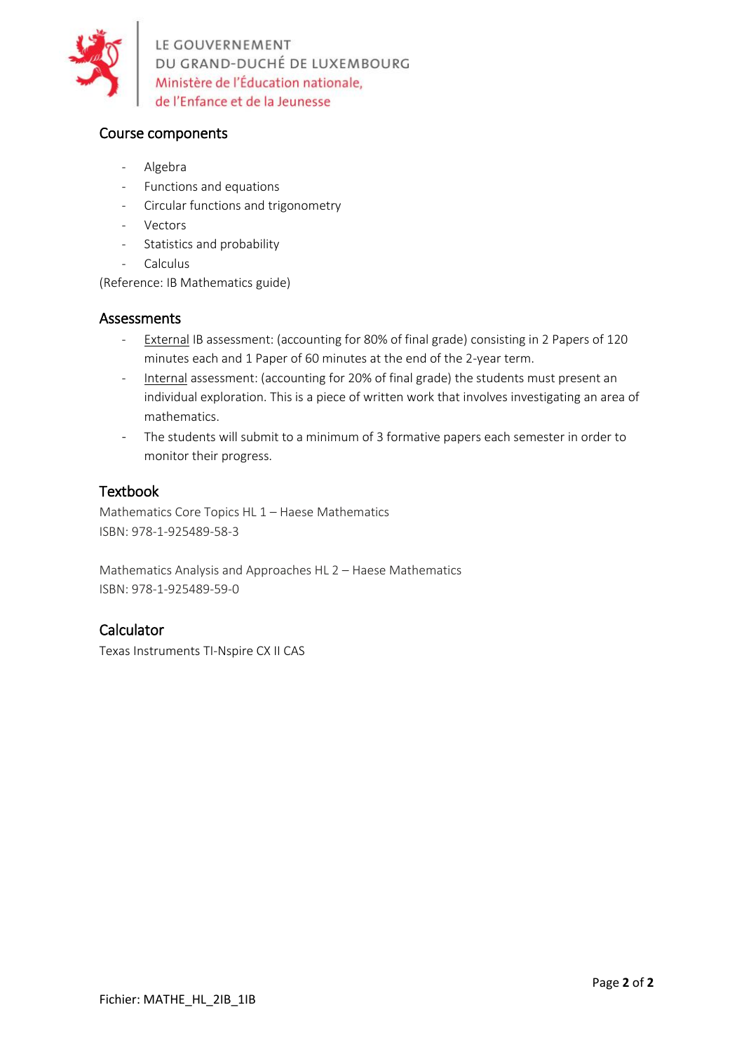## Course components

- Algebra
- Functions and equations
- Circular functions and trigonometry
- Vectors
- Statistics and probability
- Calculus

(Reference: IB Mathematics guide)

## Assessments

- External IB assessment: (accounting for 80% of final grade) consisting in 2 Papers of 120 minutes each and 1 Paper of 60 minutes at the end of the 2-year term.
- Internal assessment: (accounting for 20% of final grade) the students must present an individual exploration. This is a piece of written work that involves investigating an area of mathematics.
- The students will submit to a minimum of 3 formative papers each semester in order to monitor their progress.

## Textbook

Mathematics Core Topics HL 1 – Haese Mathematics
ISBN: 978-1-925489-58-3

Mathematics Analysis and Approaches HL 2 – Haese Mathematics
ISBN: 978-1-925489-59-0

## Calculator

Texas Instruments TI-Nspire CX II CAS

Fichier: MATHE_HL_2IB_1IB